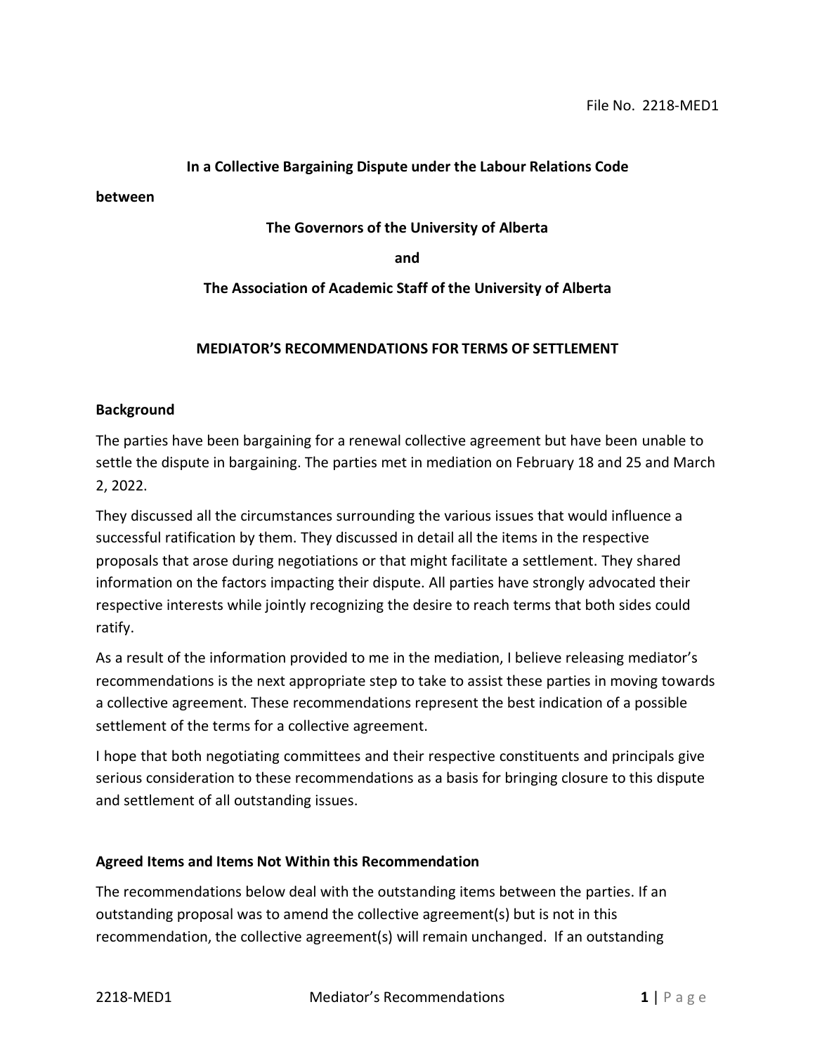File No. 2218-MED1

**In a Collective Bargaining Dispute under the Labour Relations Code**

**between**

**The Governors of the University of Alberta**

**and**

**The Association of Academic Staff of the University of Alberta**

# MEDIATOR'S RECOMMENDATIONS FOR TERMS OF SETTLEMENT

## Background

The parties have been bargaining for a renewal collective agreement but have been unable to settle the dispute in bargaining. The parties met in mediation on February 18 and 25 and March 2, 2022.

They discussed all the circumstances surrounding the various issues that would influence a successful ratification by them. They discussed in detail all the items in the respective proposals that arose during negotiations or that might facilitate a settlement. They shared information on the factors impacting their dispute. All parties have strongly advocated their respective interests while jointly recognizing the desire to reach terms that both sides could ratify.

As a result of the information provided to me in the mediation, I believe releasing mediator's recommendations is the next appropriate step to take to assist these parties in moving towards a collective agreement. These recommendations represent the best indication of a possible settlement of the terms for a collective agreement.

I hope that both negotiating committees and their respective constituents and principals give serious consideration to these recommendations as a basis for bringing closure to this dispute and settlement of all outstanding issues.

## Agreed Items and Items Not Within this Recommendation

The recommendations below deal with the outstanding items between the parties. If an outstanding proposal was to amend the collective agreement(s) but is not in this recommendation, the collective agreement(s) will remain unchanged. If an outstanding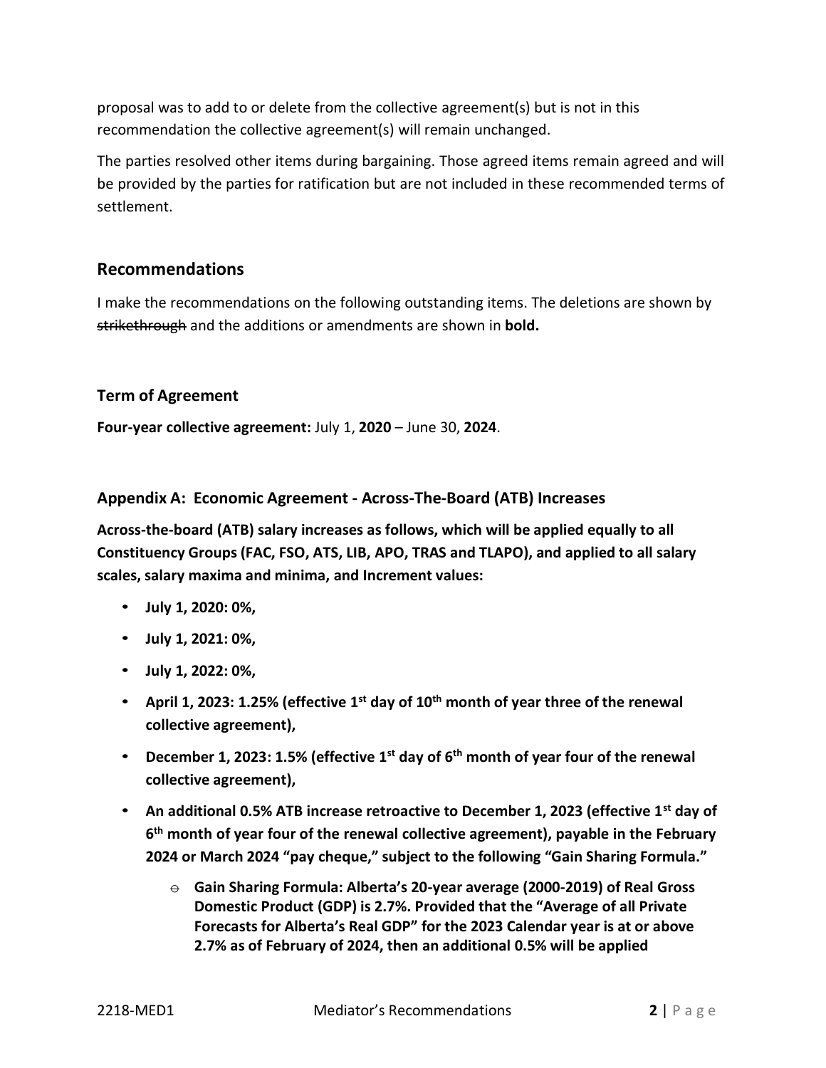proposal was to add to or delete from the collective agreement(s) but is not in this recommendation the collective agreement(s) will remain unchanged.

The parties resolved other items during bargaining. Those agreed items remain agreed and will be provided by the parties for ratification but are not included in these recommended terms of settlement.

## Recommendations

I make the recommendations on the following outstanding items. The deletions are shown by ~~strikethrough~~ and the additions or amendments are shown in **bold.**

### Term of Agreement

**Four-year collective agreement:** July 1, **2020** – June 30, **2024**.

### Appendix A: Economic Agreement - Across-The-Board (ATB) Increases

**Across-the-board (ATB) salary increases as follows, which will be applied equally to all Constituency Groups (FAC, FSO, ATS, LIB, APO, TRAS and TLAPO), and applied to all salary scales, salary maxima and minima, and Increment values:**

- **July 1, 2020: 0%,**
- **July 1, 2021: 0%,**
- **July 1, 2022: 0%,**
- **April 1, 2023: 1.25% (effective 1st day of 10th month of year three of the renewal collective agreement),**
- **December 1, 2023: 1.5% (effective 1st day of 6th month of year four of the renewal collective agreement),**
- **An additional 0.5% ATB increase retroactive to December 1, 2023 (effective 1st day of 6th month of year four of the renewal collective agreement), payable in the February 2024 or March 2024 "pay cheque," subject to the following "Gain Sharing Formula."**
    - **Gain Sharing Formula: Alberta's 20-year average (2000-2019) of Real Gross Domestic Product (GDP) is 2.7%. Provided that the "Average of all Private Forecasts for Alberta's Real GDP" for the 2023 Calendar year is at or above 2.7% as of February of 2024, then an additional 0.5% will be applied**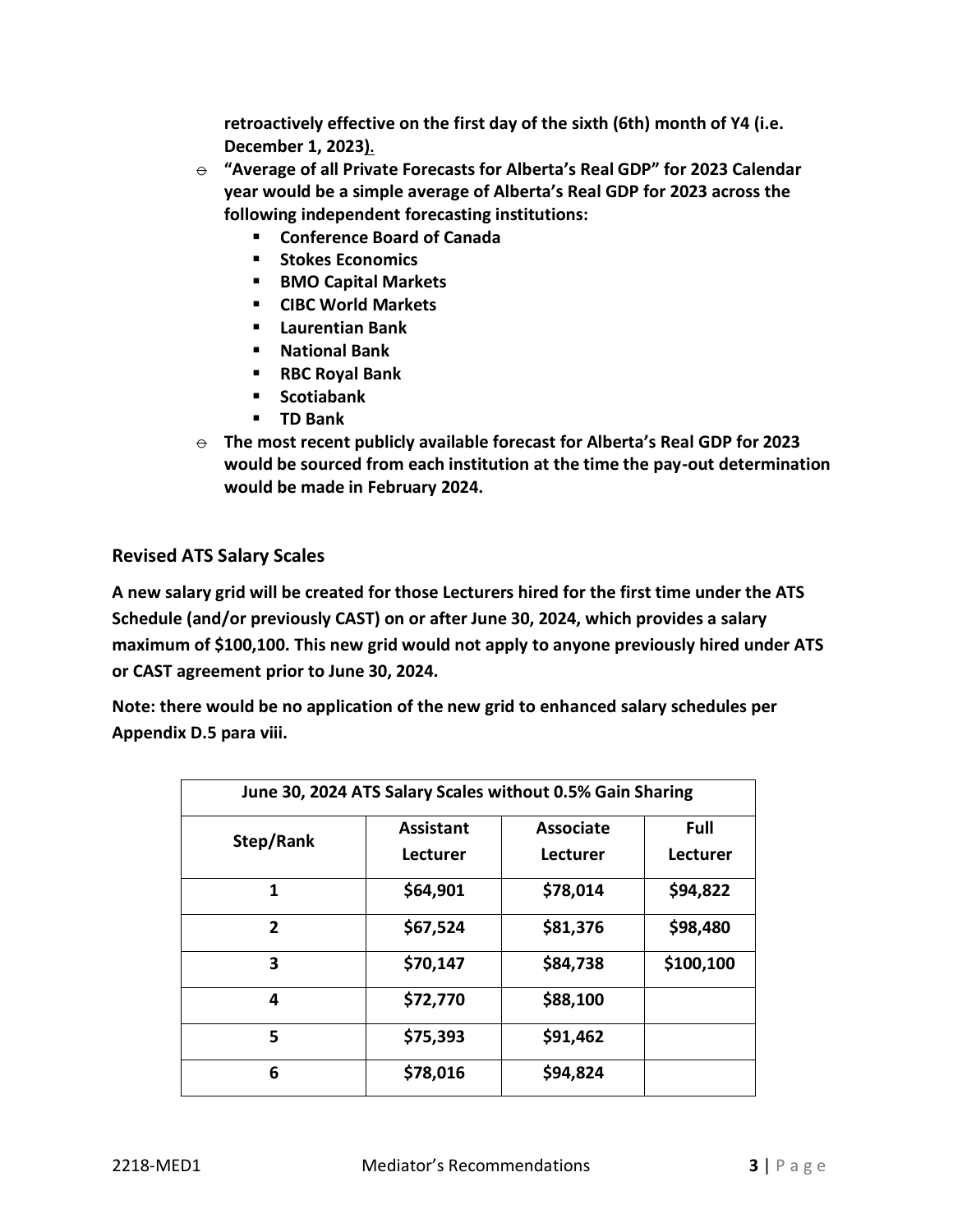**retroactively effective on the first day of the sixth (6th) month of Y4 (i.e. December 1, 2023).**

- **"Average of all Private Forecasts for Alberta's Real GDP" for 2023 Calendar year would be a simple average of Alberta's Real GDP for 2023 across the following independent forecasting institutions:**
  - **Conference Board of Canada**
  - **Stokes Economics**
  - **BMO Capital Markets**
  - **CIBC World Markets**
  - **Laurentian Bank**
  - **National Bank**
  - **RBC Royal Bank**
  - **Scotiabank**
  - **TD Bank**
- **The most recent publicly available forecast for Alberta's Real GDP for 2023 would be sourced from each institution at the time the pay-out determination would be made in February 2024.**

## Revised ATS Salary Scales

**A new salary grid will be created for those Lecturers hired for the first time under the ATS Schedule (and/or previously CAST) on or after June 30, 2024, which provides a salary maximum of $100,100. This new grid would not apply to anyone previously hired under ATS or CAST agreement prior to June 30, 2024.**

**Note: there would be no application of the new grid to enhanced salary schedules per Appendix D.5 para viii.**

| June 30, 2024 ATS Salary Scales without 0.5% Gain Sharing | | | |
|---|---|---|---|
| **Step/Rank** | **Assistant Lecturer** | **Associate Lecturer** | **Full Lecturer** |
| **1** | **$64,901** | **$78,014** | **$94,822** |
| **2** | **$67,524** | **$81,376** | **$98,480** |
| **3** | **$70,147** | **$84,738** | **$100,100** |
| **4** | **$72,770** | **$88,100** | |
| **5** | **$75,393** | **$91,462** | |
| **6** | **$78,016** | **$94,824** | |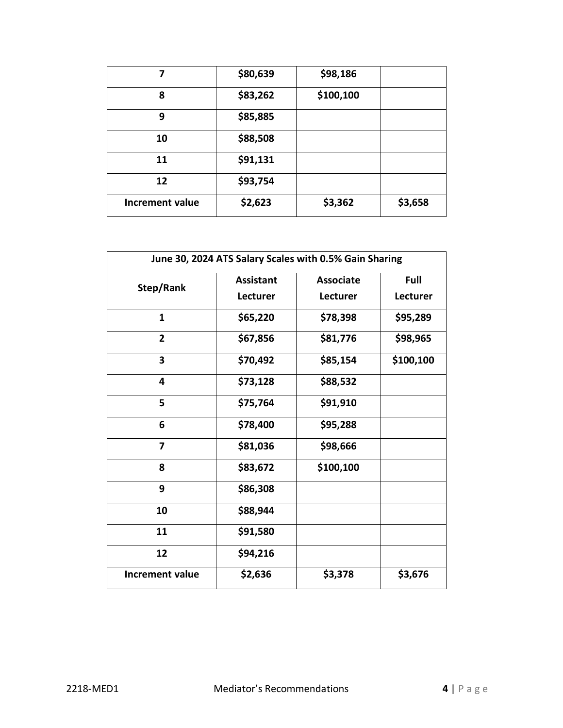| 7 | $80,639 | $98,186 | |
|---|---|---|---|
| 8 | $83,262 | $100,100 | |
| 9 | $85,885 | | |
| 10 | $88,508 | | |
| 11 | $91,131 | | |
| 12 | $93,754 | | |
| **Increment value** | **$2,623** | **$3,362** | **$3,658** |

| **June 30, 2024 ATS Salary Scales with 0.5% Gain Sharing** | | | |
|---|---|---|---|
| **Step/Rank** | **Assistant Lecturer** | **Associate Lecturer** | **Full Lecturer** |
| **1** | **$65,220** | **$78,398** | **$95,289** |
| **2** | **$67,856** | **$81,776** | **$98,965** |
| **3** | **$70,492** | **$85,154** | **$100,100** |
| **4** | **$73,128** | **$88,532** | |
| **5** | **$75,764** | **$91,910** | |
| **6** | **$78,400** | **$95,288** | |
| **7** | **$81,036** | **$98,666** | |
| **8** | **$83,672** | **$100,100** | |
| **9** | **$86,308** | | |
| **10** | **$88,944** | | |
| **11** | **$91,580** | | |
| **12** | **$94,216** | | |
| **Increment value** | **$2,636** | **$3,378** | **$3,676** |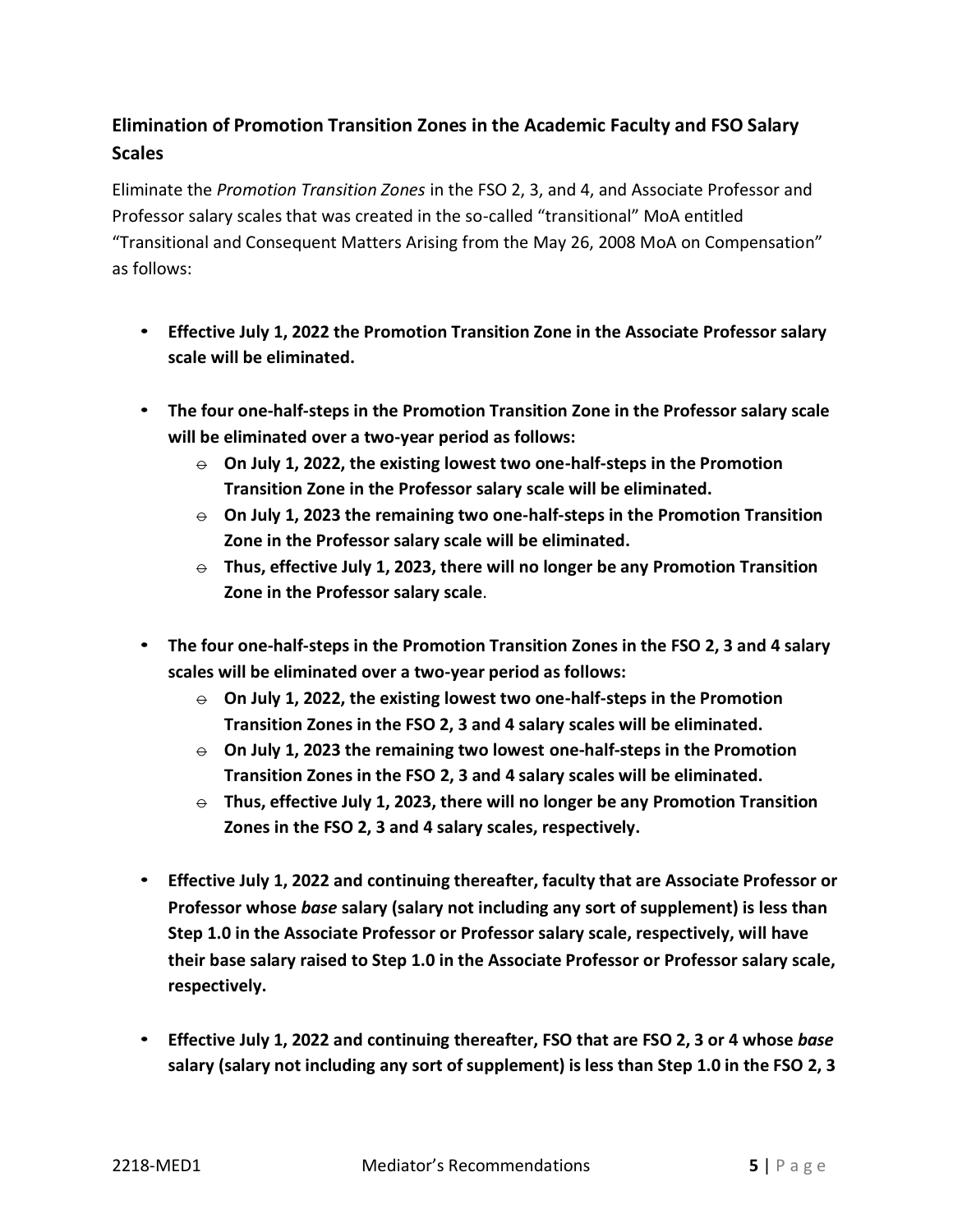## Elimination of Promotion Transition Zones in the Academic Faculty and FSO Salary Scales

Eliminate the *Promotion Transition Zones* in the FSO 2, 3, and 4, and Associate Professor and Professor salary scales that was created in the so-called "transitional" MoA entitled "Transitional and Consequent Matters Arising from the May 26, 2008 MoA on Compensation" as follows:

- **Effective July 1, 2022 the Promotion Transition Zone in the Associate Professor salary scale will be eliminated.**

- **The four one-half-steps in the Promotion Transition Zone in the Professor salary scale will be eliminated over a two-year period as follows:**
    - **On July 1, 2022, the existing lowest two one-half-steps in the Promotion Transition Zone in the Professor salary scale will be eliminated.**
    - **On July 1, 2023 the remaining two one-half-steps in the Promotion Transition Zone in the Professor salary scale will be eliminated.**
    - **Thus, effective July 1, 2023, there will no longer be any Promotion Transition Zone in the Professor salary scale**.

- **The four one-half-steps in the Promotion Transition Zones in the FSO 2, 3 and 4 salary scales will be eliminated over a two-year period as follows:**
    - **On July 1, 2022, the existing lowest two one-half-steps in the Promotion Transition Zones in the FSO 2, 3 and 4 salary scales will be eliminated.**
    - **On July 1, 2023 the remaining two lowest one-half-steps in the Promotion Transition Zones in the FSO 2, 3 and 4 salary scales will be eliminated.**
    - **Thus, effective July 1, 2023, there will no longer be any Promotion Transition Zones in the FSO 2, 3 and 4 salary scales, respectively.**

- **Effective July 1, 2022 and continuing thereafter, faculty that are Associate Professor or Professor whose *base* salary (salary not including any sort of supplement) is less than Step 1.0 in the Associate Professor or Professor salary scale, respectively, will have their base salary raised to Step 1.0 in the Associate Professor or Professor salary scale, respectively.**

- **Effective July 1, 2022 and continuing thereafter, FSO that are FSO 2, 3 or 4 whose *base* salary (salary not including any sort of supplement) is less than Step 1.0 in the FSO 2, 3**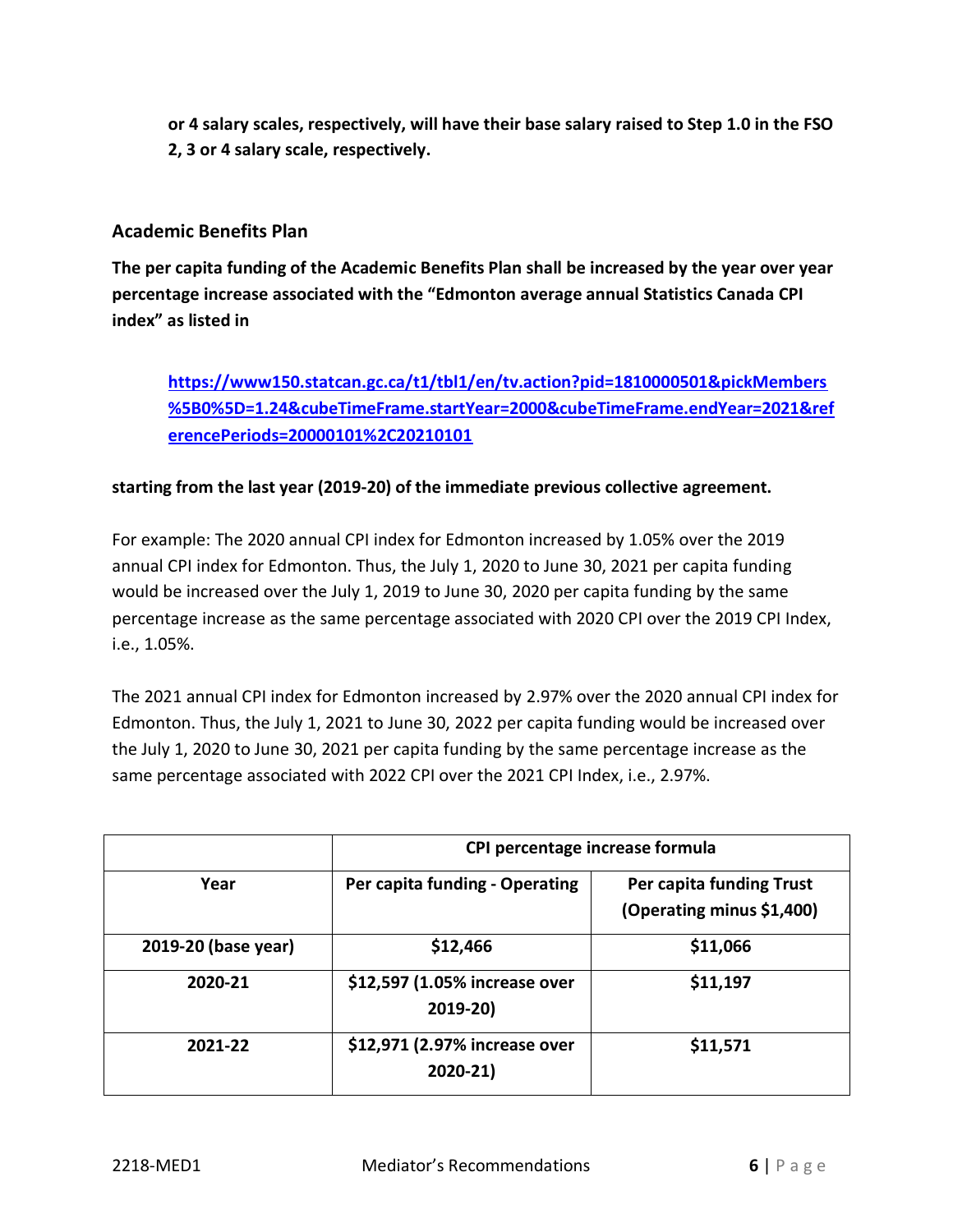**or 4 salary scales, respectively, will have their base salary raised to Step 1.0 in the FSO 2, 3 or 4 salary scale, respectively.**

### Academic Benefits Plan

**The per capita funding of the Academic Benefits Plan shall be increased by the year over year percentage increase associated with the "Edmonton average annual Statistics Canada CPI index" as listed in**

> **https://www150.statcan.gc.ca/t1/tbl1/en/tv.action?pid=1810000501&pickMembers%5B0%5D=1.24&cubeTimeFrame.startYear=2000&cubeTimeFrame.endYear=2021&referencePeriods=20000101%2C20210101**

**starting from the last year (2019-20) of the immediate previous collective agreement.**

For example: The 2020 annual CPI index for Edmonton increased by 1.05% over the 2019 annual CPI index for Edmonton. Thus, the July 1, 2020 to June 30, 2021 per capita funding would be increased over the July 1, 2019 to June 30, 2020 per capita funding by the same percentage increase as the same percentage associated with 2020 CPI over the 2019 CPI Index, i.e., 1.05%.

The 2021 annual CPI index for Edmonton increased by 2.97% over the 2020 annual CPI index for Edmonton. Thus, the July 1, 2021 to June 30, 2022 per capita funding would be increased over the July 1, 2020 to June 30, 2021 per capita funding by the same percentage increase as the same percentage associated with 2022 CPI over the 2021 CPI Index, i.e., 2.97%.

| | CPI percentage increase formula | |
|---|---|---|
| **Year** | **Per capita funding - Operating** | **Per capita funding Trust (Operating minus $1,400)** |
| **2019-20 (base year)** | **$12,466** | **$11,066** |
| **2020-21** | **$12,597 (1.05% increase over 2019-20)** | **$11,197** |
| **2021-22** | **$12,971 (2.97% increase over 2020-21)** | **$11,571** |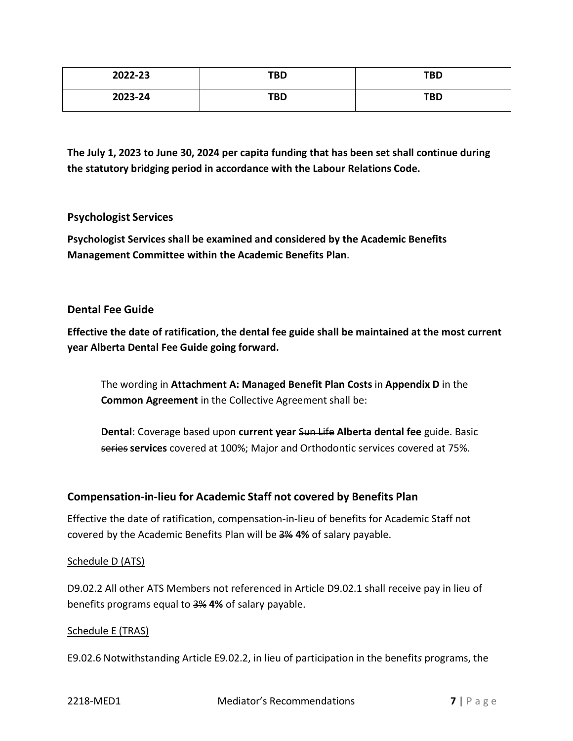| 2022-23 | TBD | TBD |
|---|---|---|
| 2023-24 | TBD | TBD |

**The July 1, 2023 to June 30, 2024 per capita funding that has been set shall continue during the statutory bridging period in accordance with the Labour Relations Code.**

### Psychologist Services

**Psychologist Services shall be examined and considered by the Academic Benefits Management Committee within the Academic Benefits Plan**.

### Dental Fee Guide

**Effective the date of ratification, the dental fee guide shall be maintained at the most current year Alberta Dental Fee Guide going forward.**

> The wording in **Attachment A: Managed Benefit Plan Costs** in **Appendix D** in the **Common Agreement** in the Collective Agreement shall be:
>
> **Dental**: Coverage based upon **current year** ~~Sun Life~~ **Alberta dental fee** guide. Basic ~~series~~ **services** covered at 100%; Major and Orthodontic services covered at 75%.

### Compensation-in-lieu for Academic Staff not covered by Benefits Plan

Effective the date of ratification, compensation-in-lieu of benefits for Academic Staff not covered by the Academic Benefits Plan will be ~~3%~~ **4%** of salary payable.

<u>Schedule D (ATS)</u>

D9.02.2 All other ATS Members not referenced in Article D9.02.1 shall receive pay in lieu of benefits programs equal to ~~3%~~ **4%** of salary payable.

<u>Schedule E (TRAS)</u>

E9.02.6 Notwithstanding Article E9.02.2, in lieu of participation in the benefits programs, the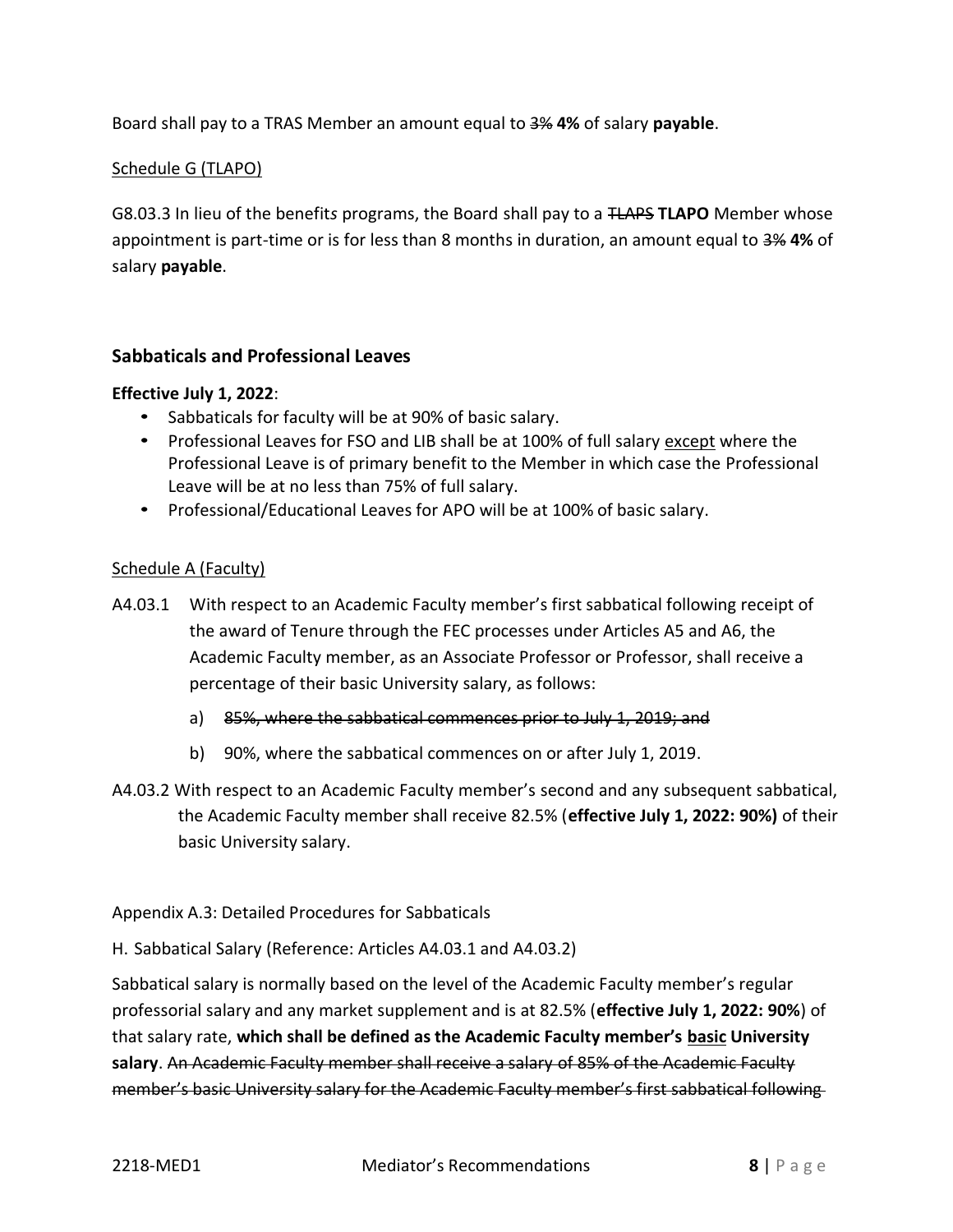Board shall pay to a TRAS Member an amount equal to ~~3%~~ **4%** of salary **payable**.

Schedule G (TLAPO)

G8.03.3 In lieu of the benefits programs, the Board shall pay to a ~~TLAPS~~ **TLAPO** Member whose appointment is part-time or is for less than 8 months in duration, an amount equal to ~~3%~~ **4%** of salary **payable**.

## Sabbaticals and Professional Leaves

**Effective July 1, 2022**:

- Sabbaticals for faculty will be at 90% of basic salary.
- Professional Leaves for FSO and LIB shall be at 100% of full salary except where the Professional Leave is of primary benefit to the Member in which case the Professional Leave will be at no less than 75% of full salary.
- Professional/Educational Leaves for APO will be at 100% of basic salary.

Schedule A (Faculty)

A4.03.1 With respect to an Academic Faculty member's first sabbatical following receipt of the award of Tenure through the FEC processes under Articles A5 and A6, the Academic Faculty member, as an Associate Professor or Professor, shall receive a percentage of their basic University salary, as follows:

a) ~~85%, where the sabbatical commences prior to July 1, 2019; and~~

b) 90%, where the sabbatical commences on or after July 1, 2019.

A4.03.2 With respect to an Academic Faculty member's second and any subsequent sabbatical, the Academic Faculty member shall receive 82.5% (**effective July 1, 2022: 90%)** of their basic University salary.

Appendix A.3: Detailed Procedures for Sabbaticals

H. Sabbatical Salary (Reference: Articles A4.03.1 and A4.03.2)

Sabbatical salary is normally based on the level of the Academic Faculty member's regular professorial salary and any market supplement and is at 82.5% (**effective July 1, 2022: 90%**) of that salary rate, **which shall be defined as the Academic Faculty member's basic University salary**. ~~An Academic Faculty member shall receive a salary of 85% of the Academic Faculty member's basic University salary for the Academic Faculty member's first sabbatical following~~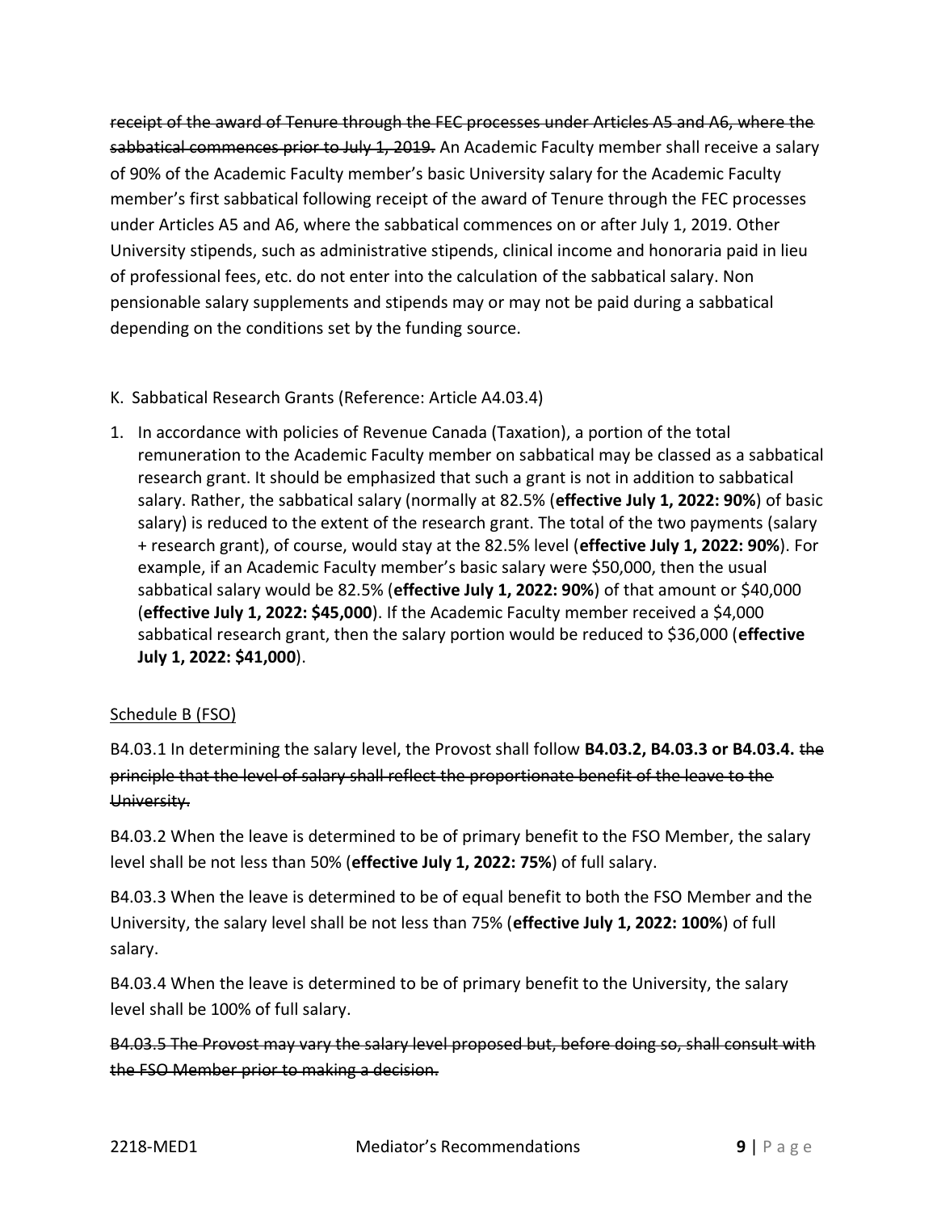~~receipt of the award of Tenure through the FEC processes under Articles A5 and A6, where the sabbatical commences prior to July 1, 2019.~~ An Academic Faculty member shall receive a salary of 90% of the Academic Faculty member's basic University salary for the Academic Faculty member's first sabbatical following receipt of the award of Tenure through the FEC processes under Articles A5 and A6, where the sabbatical commences on or after July 1, 2019. Other University stipends, such as administrative stipends, clinical income and honoraria paid in lieu of professional fees, etc. do not enter into the calculation of the sabbatical salary. Non pensionable salary supplements and stipends may or may not be paid during a sabbatical depending on the conditions set by the funding source.

K. Sabbatical Research Grants (Reference: Article A4.03.4)

1. In accordance with policies of Revenue Canada (Taxation), a portion of the total remuneration to the Academic Faculty member on sabbatical may be classed as a sabbatical research grant. It should be emphasized that such a grant is not in addition to sabbatical salary. Rather, the sabbatical salary (normally at 82.5% (**effective July 1, 2022: 90%**) of basic salary) is reduced to the extent of the research grant. The total of the two payments (salary + research grant), of course, would stay at the 82.5% level (**effective July 1, 2022: 90%**). For example, if an Academic Faculty member's basic salary were $50,000, then the usual sabbatical salary would be 82.5% (**effective July 1, 2022: 90%**) of that amount or $40,000 (**effective July 1, 2022: $45,000**). If the Academic Faculty member received a $4,000 sabbatical research grant, then the salary portion would be reduced to $36,000 (**effective July 1, 2022: $41,000**).

<u>Schedule B (FSO)</u>

B4.03.1 In determining the salary level, the Provost shall follow **B4.03.2, B4.03.3 or B4.03.4.** ~~the principle that the level of salary shall reflect the proportionate benefit of the leave to the University.~~

B4.03.2 When the leave is determined to be of primary benefit to the FSO Member, the salary level shall be not less than 50% (**effective July 1, 2022: 75%**) of full salary.

B4.03.3 When the leave is determined to be of equal benefit to both the FSO Member and the University, the salary level shall be not less than 75% (**effective July 1, 2022: 100%**) of full salary.

B4.03.4 When the leave is determined to be of primary benefit to the University, the salary level shall be 100% of full salary.

~~B4.03.5 The Provost may vary the salary level proposed but, before doing so, shall consult with the FSO Member prior to making a decision.~~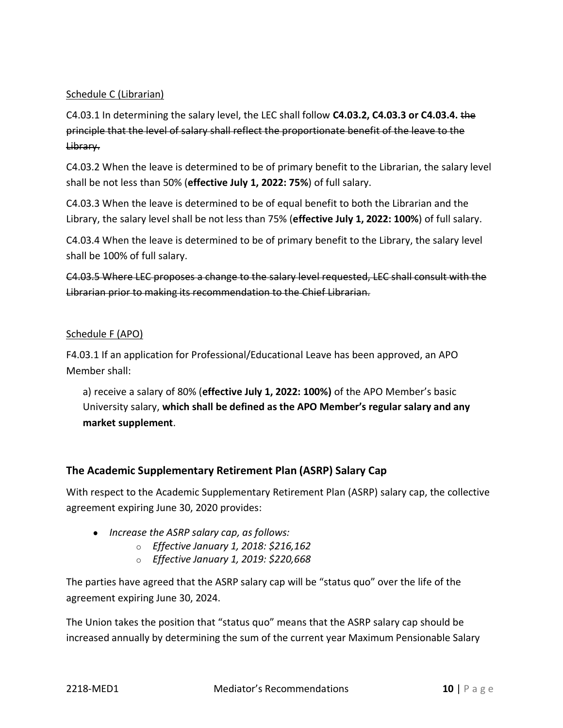Schedule C (Librarian)

C4.03.1 In determining the salary level, the LEC shall follow **C4.03.2, C4.03.3 or C4.03.4.** ~~the principle that the level of salary shall reflect the proportionate benefit of the leave to the Library.~~

C4.03.2 When the leave is determined to be of primary benefit to the Librarian, the salary level shall be not less than 50% (**effective July 1, 2022: 75%**) of full salary.

C4.03.3 When the leave is determined to be of equal benefit to both the Librarian and the Library, the salary level shall be not less than 75% (**effective July 1, 2022: 100%**) of full salary.

C4.03.4 When the leave is determined to be of primary benefit to the Library, the salary level shall be 100% of full salary.

~~C4.03.5 Where LEC proposes a change to the salary level requested, LEC shall consult with the Librarian prior to making its recommendation to the Chief Librarian.~~

Schedule F (APO)

F4.03.1 If an application for Professional/Educational Leave has been approved, an APO Member shall:

> a) receive a salary of 80% (**effective July 1, 2022: 100%)** of the APO Member's basic University salary, **which shall be defined as the APO Member's regular salary and any market supplement**.

## The Academic Supplementary Retirement Plan (ASRP) Salary Cap

With respect to the Academic Supplementary Retirement Plan (ASRP) salary cap, the collective agreement expiring June 30, 2020 provides:

- *Increase the ASRP salary cap, as follows:*
  - *Effective January 1, 2018: $216,162*
  - *Effective January 1, 2019: $220,668*

The parties have agreed that the ASRP salary cap will be "status quo" over the life of the agreement expiring June 30, 2024.

The Union takes the position that "status quo" means that the ASRP salary cap should be increased annually by determining the sum of the current year Maximum Pensionable Salary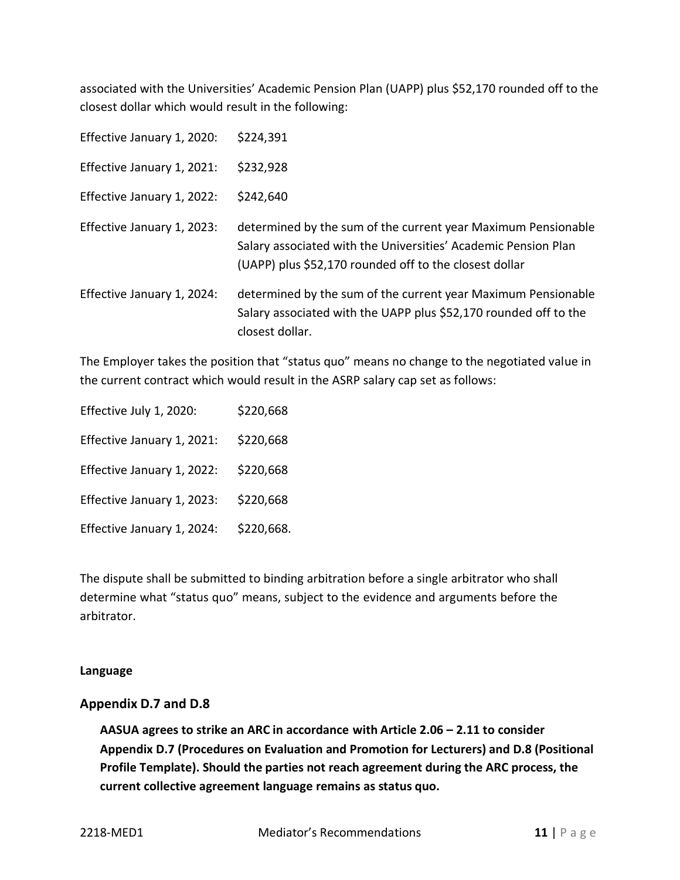associated with the Universities' Academic Pension Plan (UAPP) plus $52,170 rounded off to the closest dollar which would result in the following:

| | |
|---|---|
| Effective January 1, 2020: | $224,391 |
| Effective January 1, 2021: | $232,928 |
| Effective January 1, 2022: | $242,640 |
| Effective January 1, 2023: | determined by the sum of the current year Maximum Pensionable Salary associated with the Universities' Academic Pension Plan (UAPP) plus $52,170 rounded off to the closest dollar |
| Effective January 1, 2024: | determined by the sum of the current year Maximum Pensionable Salary associated with the UAPP plus $52,170 rounded off to the closest dollar. |

The Employer takes the position that "status quo" means no change to the negotiated value in the current contract which would result in the ASRP salary cap set as follows:

| | |
|---|---|
| Effective July 1, 2020: | $220,668 |
| Effective January 1, 2021: | $220,668 |
| Effective January 1, 2022: | $220,668 |
| Effective January 1, 2023: | $220,668 |
| Effective January 1, 2024: | $220,668. |

The dispute shall be submitted to binding arbitration before a single arbitrator who shall determine what "status quo" means, subject to the evidence and arguments before the arbitrator.

**Language**

## Appendix D.7 and D.8

**AASUA agrees to strike an ARC in accordance with Article 2.06 – 2.11 to consider Appendix D.7 (Procedures on Evaluation and Promotion for Lecturers) and D.8 (Positional Profile Template). Should the parties not reach agreement during the ARC process, the current collective agreement language remains as status quo.**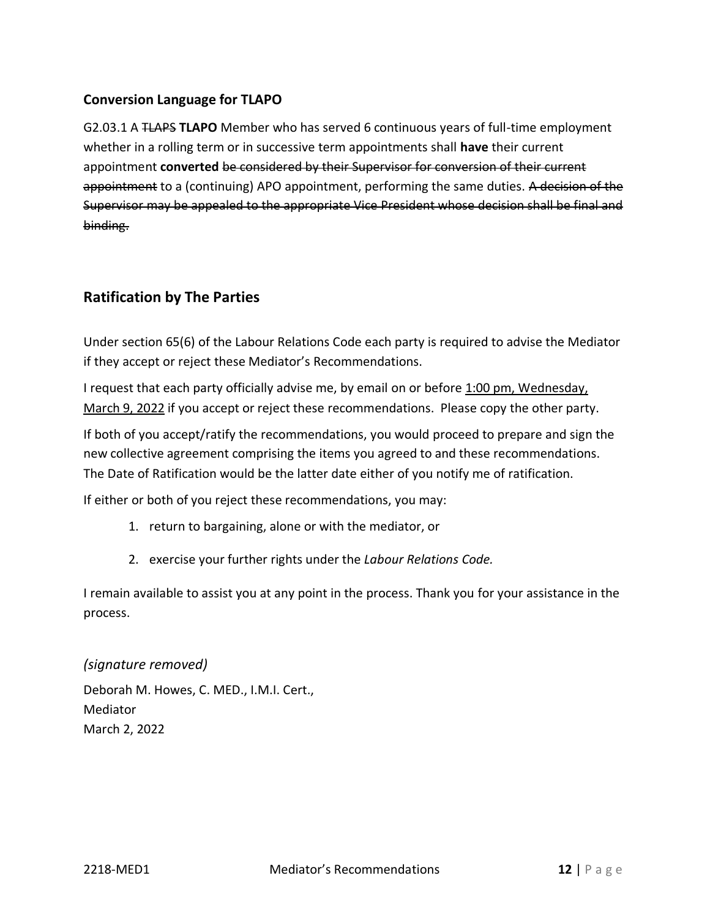### Conversion Language for TLAPO

G2.03.1 A ~~TLAPS~~ **TLAPO** Member who has served 6 continuous years of full-time employment whether in a rolling term or in successive term appointments shall **have** their current appointment **converted** ~~be considered by their Supervisor for conversion of their current appointment~~ to a (continuing) APO appointment, performing the same duties. ~~A decision of the Supervisor may be appealed to the appropriate Vice President whose decision shall be final and binding.~~

## Ratification by The Parties

Under section 65(6) of the Labour Relations Code each party is required to advise the Mediator if they accept or reject these Mediator's Recommendations.

I request that each party officially advise me, by email on or before <u>1:00 pm, Wednesday, March 9, 2022</u> if you accept or reject these recommendations. Please copy the other party.

If both of you accept/ratify the recommendations, you would proceed to prepare and sign the new collective agreement comprising the items you agreed to and these recommendations. The Date of Ratification would be the latter date either of you notify me of ratification.

If either or both of you reject these recommendations, you may:

1. return to bargaining, alone or with the mediator, or
2. exercise your further rights under the *Labour Relations Code.*

I remain available to assist you at any point in the process. Thank you for your assistance in the process.

*(signature removed)*

Deborah M. Howes, C. MED., I.M.I. Cert.,
Mediator
March 2, 2022